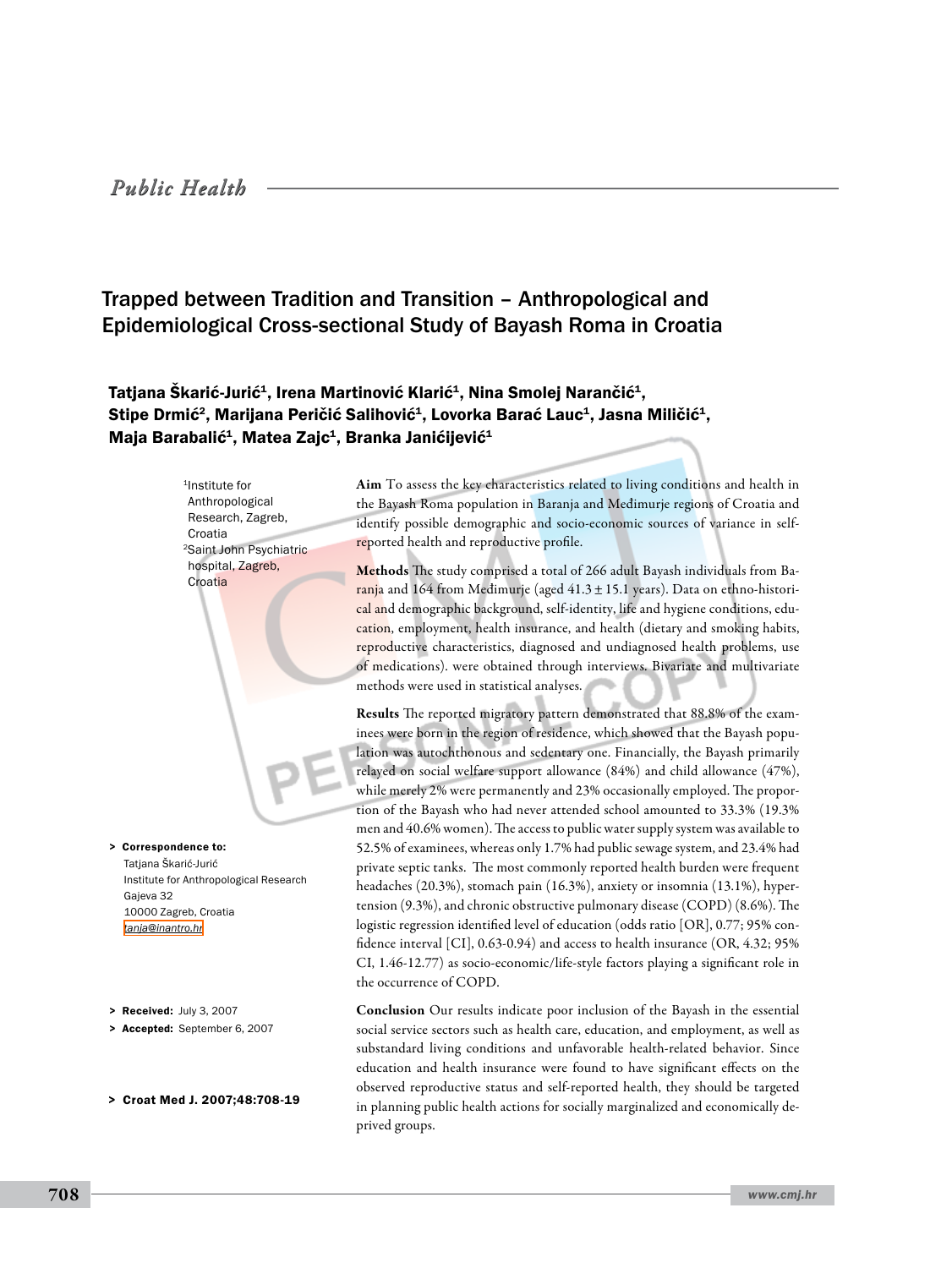Public Health

# Trapped between Tradition and Transition – Anthropological and Epidemiological Cross-sectional Study of Bayash Roma in Croatia

**Tatjana Škarić-Jurić[1], Irena Martinović Klarić[1], Nina Smolej Narančić[1], Stipe Drmić[2], Marijana Peričić Salihović[1], Lovorka Barać Lauc[1], Jasna Miličić[1], Maja Barabalić[1], Matea Zajc[1], Branka Janićijević[1]**

[1]Institute for Anthropological Research, Zagreb, Croatia
[2]Saint John Psychiatric hospital, Zagreb, Croatia

**Aim** To assess the key characteristics related to living conditions and health in the Bayash Roma population in Baranja and Međimurje regions of Croatia and identify possible demographic and socio-economic sources of variance in self-reported health and reproductive profile.

**Methods** The study comprised a total of 266 adult Bayash individuals from Baranja and 164 from Međimurje (aged 41.3 ± 15.1 years). Data on ethno-historical and demographic background, self-identity, life and hygiene conditions, education, employment, health insurance, and health (dietary and smoking habits, reproductive characteristics, diagnosed and undiagnosed health problems, use of medications). were obtained through interviews. Bivariate and multivariate methods were used in statistical analyses.

**Results** The reported migratory pattern demonstrated that 88.8% of the examinees were born in the region of residence, which showed that the Bayash population was autochthonous and sedentary one. Financially, the Bayash primarily relayed on social welfare support allowance (84%) and child allowance (47%), while merely 2% were permanently and 23% occasionally employed. The proportion of the Bayash who had never attended school amounted to 33.3% (19.3% men and 40.6% women). The access to public water supply system was available to 52.5% of examinees, whereas only 1.7% had public sewage system, and 23.4% had private septic tanks. The most commonly reported health burden were frequent headaches (20.3%), stomach pain (16.3%), anxiety or insomnia (13.1%), hypertension (9.3%), and chronic obstructive pulmonary disease (COPD) (8.6%). The logistic regression identified level of education (odds ratio [OR], 0.77; 95% confidence interval [CI], 0.63-0.94) and access to health insurance (OR, 4.32; 95% CI, 1.46-12.77) as socio-economic/life-style factors playing a significant role in the occurrence of COPD.

**Conclusion** Our results indicate poor inclusion of the Bayash in the essential social service sectors such as health care, education, and employment, as well as substandard living conditions and unfavorable health-related behavior. Since education and health insurance were found to have significant effects on the observed reproductive status and self-reported health, they should be targeted in planning public health actions for socially marginalized and economically deprived groups.

> **Correspondence to:**
> Tatjana Škarić-Jurić
> Institute for Anthropological Research
> Gajeva 32
> 10000 Zagreb, Croatia
> tanja@inantro.hr

> **Received:** July 3, 2007
> **Accepted:** September 6, 2007

> **Croat Med J. 2007;48:708-19**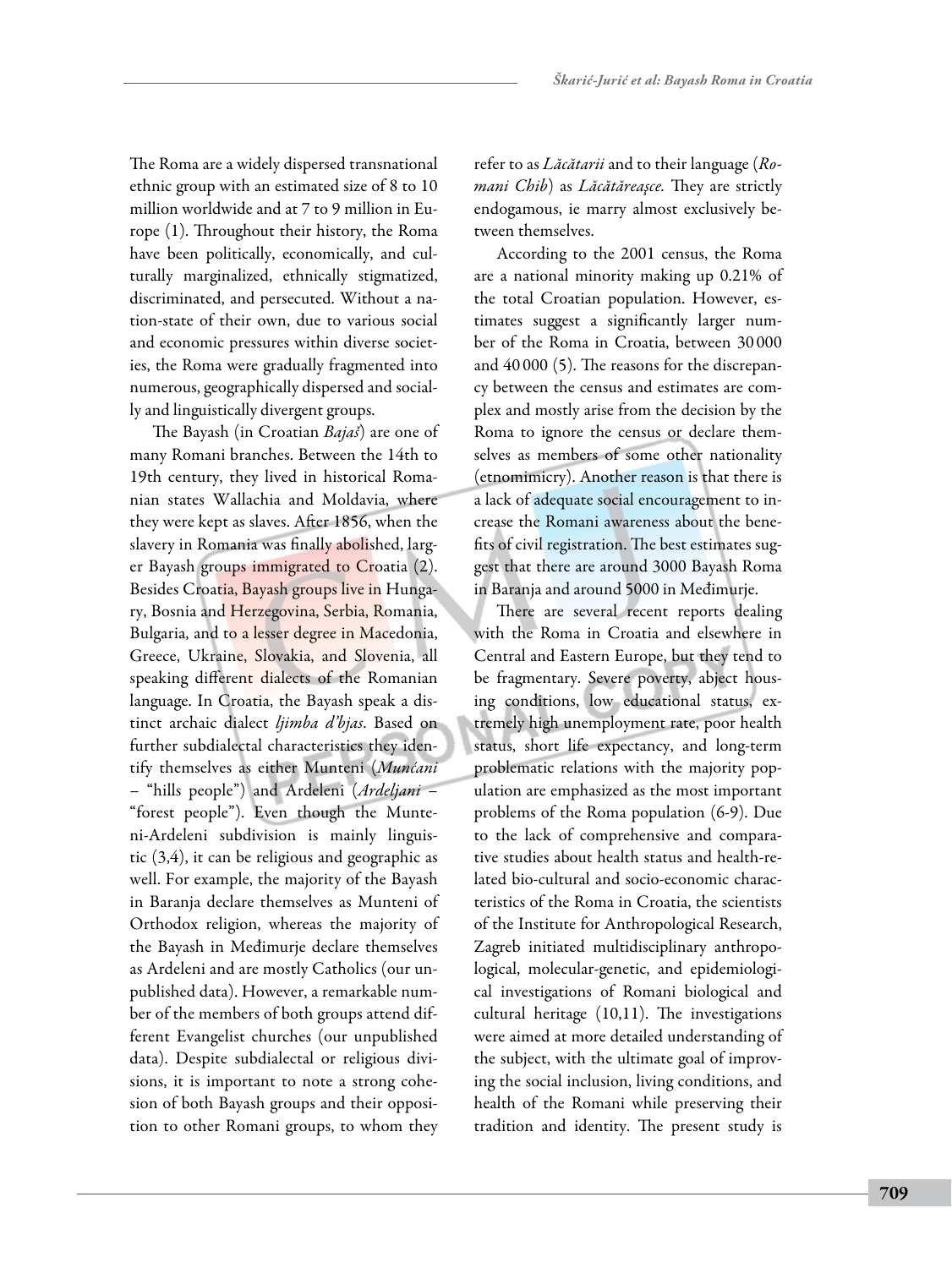The Roma are a widely dispersed transnational ethnic group with an estimated size of 8 to 10 million worldwide and at 7 to 9 million in Europe (1). Throughout their history, the Roma have been politically, economically, and culturally marginalized, ethnically stigmatized, discriminated, and persecuted. Without a nation-state of their own, due to various social and economic pressures within diverse societies, the Roma were gradually fragmented into numerous, geographically dispersed and socially and linguistically divergent groups.

The Bayash (in Croatian *Bajaš*) are one of many Romani branches. Between the 14th to 19th century, they lived in historical Romanian states Wallachia and Moldavia, where they were kept as slaves. After 1856, when the slavery in Romania was finally abolished, larger Bayash groups immigrated to Croatia (2). Besides Croatia, Bayash groups live in Hungary, Bosnia and Herzegovina, Serbia, Romania, Bulgaria, and to a lesser degree in Macedonia, Greece, Ukraine, Slovakia, and Slovenia, all speaking different dialects of the Romanian language. In Croatia, the Bayash speak a distinct archaic dialect *ljimba d'bjas*. Based on further subdialectal characteristics they identify themselves as either Munteni (*Munćani* – "hills people") and Ardeleni (*Ardeljani* – "forest people"). Even though the Munteni-Ardeleni subdivision is mainly linguistic (3,4), it can be religious and geographic as well. For example, the majority of the Bayash in Baranja declare themselves as Munteni of Orthodox religion, whereas the majority of the Bayash in Međimurje declare themselves as Ardeleni and are mostly Catholics (our unpublished data). However, a remarkable number of the members of both groups attend different Evangelist churches (our unpublished data). Despite subdialectal or religious divisions, it is important to note a strong cohesion of both Bayash groups and their opposition to other Romani groups, to whom they refer to as *Lăcătarii* and to their language (*Romani Chib*) as *Lăcătăreaşce.* They are strictly endogamous, ie marry almost exclusively between themselves.

According to the 2001 census, the Roma are a national minority making up 0.21% of the total Croatian population. However, estimates suggest a significantly larger number of the Roma in Croatia, between 30 000 and 40 000 (5). The reasons for the discrepancy between the census and estimates are complex and mostly arise from the decision by the Roma to ignore the census or declare themselves as members of some other nationality (etnomimicry). Another reason is that there is a lack of adequate social encouragement to increase the Romani awareness about the benefits of civil registration. The best estimates suggest that there are around 3000 Bayash Roma in Baranja and around 5000 in Međimurje.

There are several recent reports dealing with the Roma in Croatia and elsewhere in Central and Eastern Europe, but they tend to be fragmentary. Severe poverty, abject housing conditions, low educational status, extremely high unemployment rate, poor health status, short life expectancy, and long-term problematic relations with the majority population are emphasized as the most important problems of the Roma population (6-9). Due to the lack of comprehensive and comparative studies about health status and health-related bio-cultural and socio-economic characteristics of the Roma in Croatia, the scientists of the Institute for Anthropological Research, Zagreb initiated multidisciplinary anthropological, molecular-genetic, and epidemiological investigations of Romani biological and cultural heritage (10,11). The investigations were aimed at more detailed understanding of the subject, with the ultimate goal of improving the social inclusion, living conditions, and health of the Romani while preserving their tradition and identity. The present study is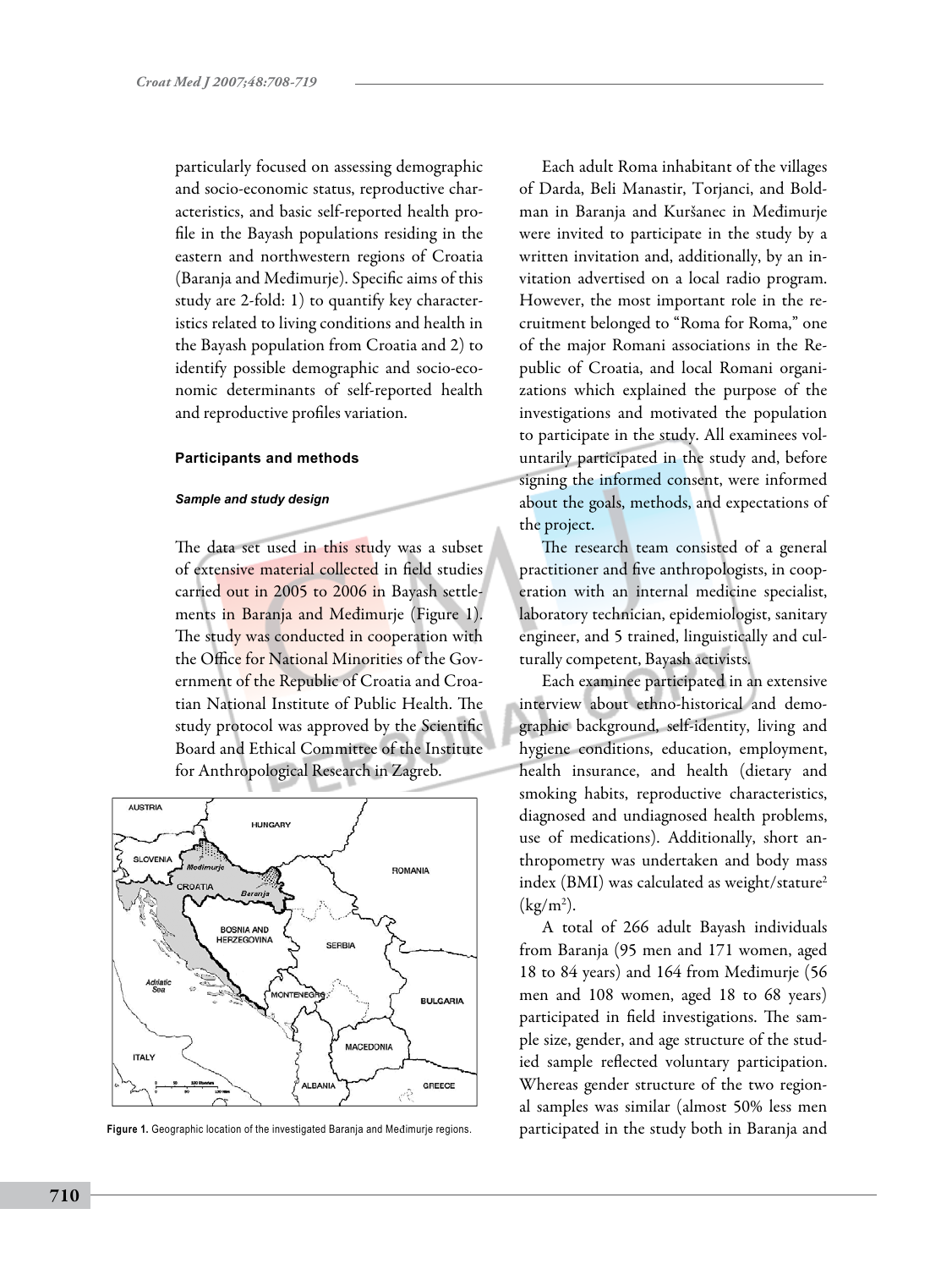particularly focused on assessing demographic and socio-economic status, reproductive characteristics, and basic self-reported health profile in the Bayash populations residing in the eastern and northwestern regions of Croatia (Baranja and Međimurje). Specific aims of this study are 2-fold: 1) to quantify key characteristics related to living conditions and health in the Bayash population from Croatia and 2) to identify possible demographic and socio-economic determinants of self-reported health and reproductive profiles variation.

## Participants and methods

### *Sample and study design*

The data set used in this study was a subset of extensive material collected in field studies carried out in 2005 to 2006 in Bayash settlements in Baranja and Međimurje (Figure 1). The study was conducted in cooperation with the Office for National Minorities of the Government of the Republic of Croatia and Croatian National Institute of Public Health. The study protocol was approved by the Scientific Board and Ethical Committee of the Institute for Anthropological Research in Zagreb.

**Figure 1.** Geographic location of the investigated Baranja and Međimurje regions.

Each adult Roma inhabitant of the villages of Darda, Beli Manastir, Torjanci, and Boldman in Baranja and Kuršanec in Međimurje were invited to participate in the study by a written invitation and, additionally, by an invitation advertised on a local radio program. However, the most important role in the recruitment belonged to "Roma for Roma," one of the major Romani associations in the Republic of Croatia, and local Romani organizations which explained the purpose of the investigations and motivated the population to participate in the study. All examinees voluntarily participated in the study and, before signing the informed consent, were informed about the goals, methods, and expectations of the project.

The research team consisted of a general practitioner and five anthropologists, in cooperation with an internal medicine specialist, laboratory technician, epidemiologist, sanitary engineer, and 5 trained, linguistically and culturally competent, Bayash activists.

Each examinee participated in an extensive interview about ethno-historical and demographic background, self-identity, living and hygiene conditions, education, employment, health insurance, and health (dietary and smoking habits, reproductive characteristics, diagnosed and undiagnosed health problems, use of medications). Additionally, short anthropometry was undertaken and body mass index (BMI) was calculated as weight/stature$^2$ (kg/m$^2$).

A total of 266 adult Bayash individuals from Baranja (95 men and 171 women, aged 18 to 84 years) and 164 from Međimurje (56 men and 108 women, aged 18 to 68 years) participated in field investigations. The sample size, gender, and age structure of the studied sample reflected voluntary participation. Whereas gender structure of the two regional samples was similar (almost 50% less men participated in the study both in Baranja and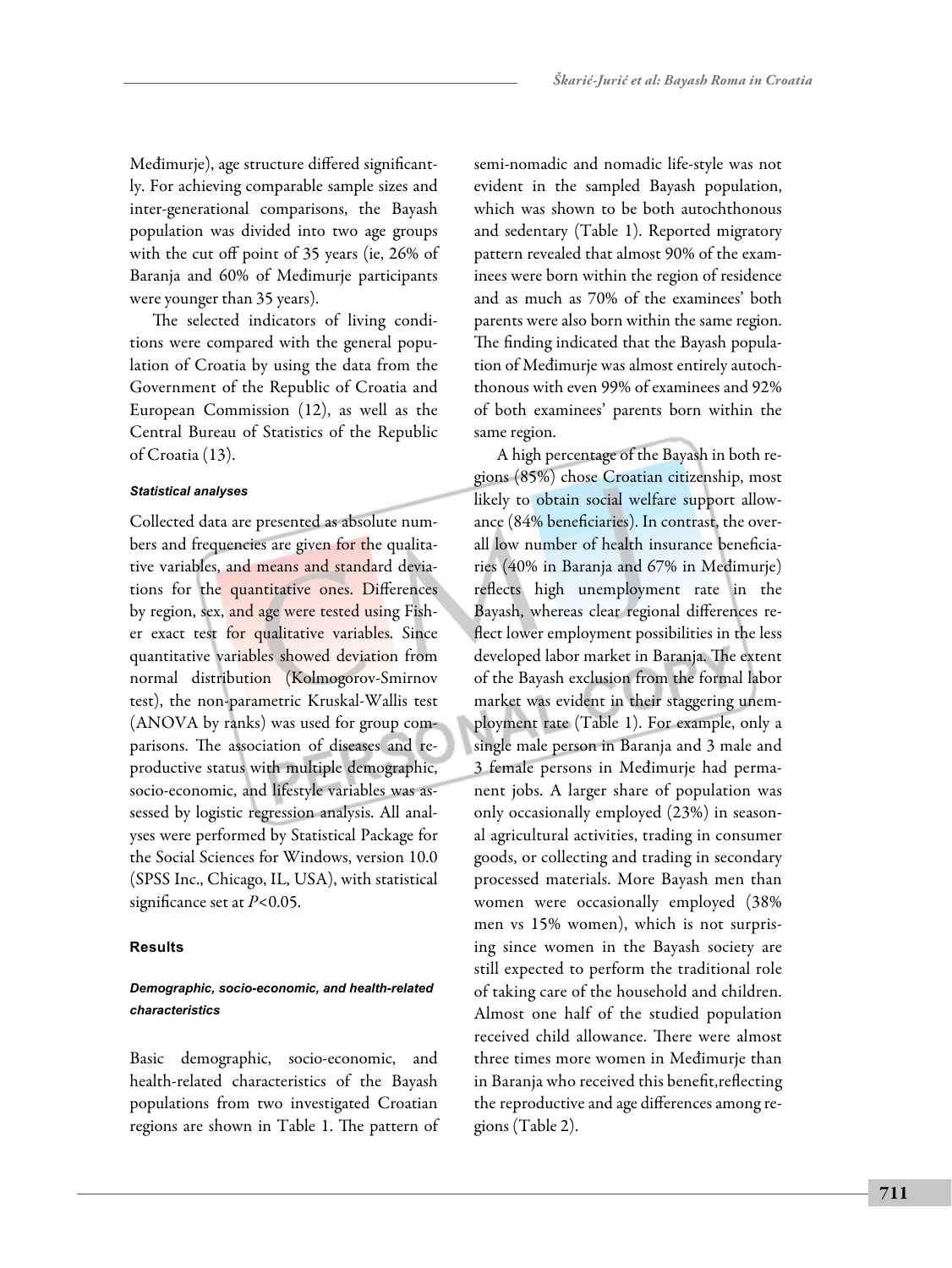Međimurje), age structure differed significantly. For achieving comparable sample sizes and inter-generational comparisons, the Bayash population was divided into two age groups with the cut off point of 35 years (ie, 26% of Baranja and 60% of Međimurje participants were younger than 35 years).

The selected indicators of living conditions were compared with the general population of Croatia by using the data from the Government of the Republic of Croatia and European Commission (12), as well as the Central Bureau of Statistics of the Republic of Croatia (13).

#### *Statistical analyses*

Collected data are presented as absolute numbers and frequencies are given for the qualitative variables, and means and standard deviations for the quantitative ones. Differences by region, sex, and age were tested using Fisher exact test for qualitative variables. Since quantitative variables showed deviation from normal distribution (Kolmogorov-Smirnov test), the non-parametric Kruskal-Wallis test (ANOVA by ranks) was used for group comparisons. The association of diseases and reproductive status with multiple demographic, socio-economic, and lifestyle variables was assessed by logistic regression analysis. All analyses were performed by Statistical Package for the Social Sciences for Windows, version 10.0 (SPSS Inc., Chicago, IL, USA), with statistical significance set at $P<0.05$.

## Results

#### *Demographic, socio-economic, and health-related characteristics*

Basic demographic, socio-economic, and health-related characteristics of the Bayash populations from two investigated Croatian regions are shown in Table 1. The pattern of semi-nomadic and nomadic life-style was not evident in the sampled Bayash population, which was shown to be both autochthonous and sedentary (Table 1). Reported migratory pattern revealed that almost 90% of the examinees were born within the region of residence and as much as 70% of the examinees' both parents were also born within the same region. The finding indicated that the Bayash population of Međimurje was almost entirely autochthonous with even 99% of examinees and 92% of both examinees' parents born within the same region.

A high percentage of the Bayash in both regions (85%) chose Croatian citizenship, most likely to obtain social welfare support allowance (84% beneficiaries). In contrast, the overall low number of health insurance beneficiaries (40% in Baranja and 67% in Međimurje) reflects high unemployment rate in the Bayash, whereas clear regional differences reflect lower employment possibilities in the less developed labor market in Baranja. The extent of the Bayash exclusion from the formal labor market was evident in their staggering unemployment rate (Table 1). For example, only a single male person in Baranja and 3 male and 3 female persons in Međimurje had permanent jobs. A larger share of population was only occasionally employed (23%) in seasonal agricultural activities, trading in consumer goods, or collecting and trading in secondary processed materials. More Bayash men than women were occasionally employed (38% men vs 15% women), which is not surprising since women in the Bayash society are still expected to perform the traditional role of taking care of the household and children. Almost one half of the studied population received child allowance. There were almost three times more women in Međimurje than in Baranja who received this benefit,reflecting the reproductive and age differences among regions (Table 2).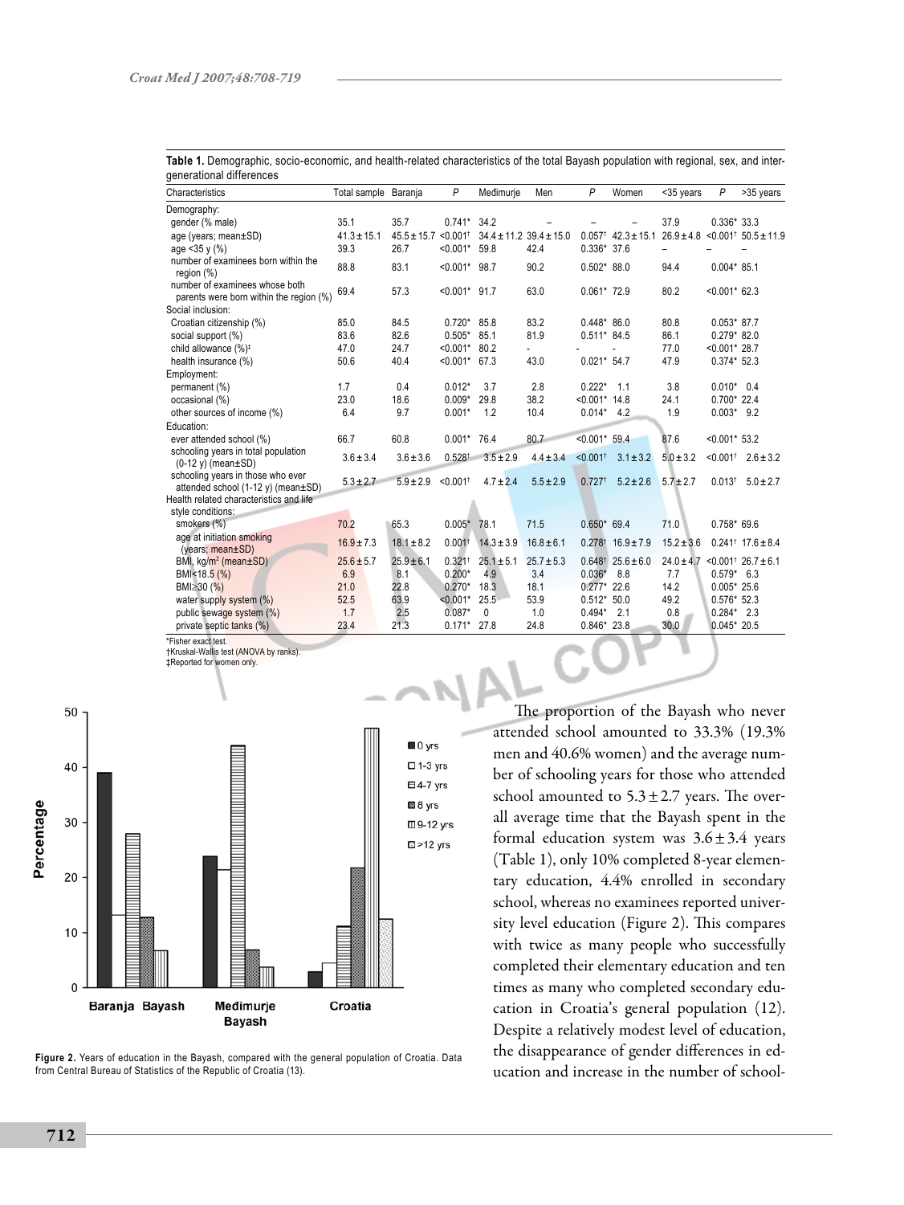**Table 1.** Demographic, socio-economic, and health-related characteristics of the total Bayash population with regional, sex, and intergenerational differences

| Characteristics | Total sample | Baranja | P | Međimurje | Men | P | Women | <35 years | P | >35 years |
|---|---|---|---|---|---|---|---|---|---|---|
| Demography: | | | | | | | | | | |
| gender (% male) | 35.1 | 35.7 | 0.741* | 34.2 | – | – | – | 37.9 | 0.336* | 33.3 |
| age (years; mean±SD) | 41.3±15.1 | 45.5±15.7 | <0.001† | 34.4±11.2 | 39.4±15.0 | 0.057† | 42.3±15.1 | 26.9±4.8 | <0.001† | 50.5±11.9 |
| age <35 y (%) | 39.3 | 26.7 | <0.001* | 59.8 | 42.4 | 0.336* | 37.6 | – | – | – |
| number of examinees born within the region (%) | 88.8 | 83.1 | <0.001* | 98.7 | 90.2 | 0.502* | 88.0 | 94.4 | 0.004* | 85.1 |
| number of examinees whose both parents were born within the region (%) | 69.4 | 57.3 | <0.001* | 91.7 | 63.0 | 0.061* | 72.9 | 80.2 | <0.001* | 62.3 |
| Social inclusion: | | | | | | | | | | |
| Croatian citizenship (%) | 85.0 | 84.5 | 0.720* | 85.8 | 83.2 | 0.448* | 86.0 | 80.8 | 0.053* | 87.7 |
| social support (%) | 83.6 | 82.6 | 0.505* | 85.1 | 81.9 | 0.511* | 84.5 | 86.1 | 0.279* | 82.0 |
| child allowance (%)‡ | 47.0 | 24.7 | <0.001* | 80.2 | - | - | - | 77.0 | <0.001* | 28.7 |
| health insurance (%) | 50.6 | 40.4 | <0.001* | 67.3 | 43.0 | 0.021* | 54.7 | 47.9 | 0.374* | 52.3 |
| Employment: | | | | | | | | | | |
| permanent (%) | 1.7 | 0.4 | 0.012* | 3.7 | 2.8 | 0.222* | 1.1 | 3.8 | 0.010* | 0.4 |
| occasional (%) | 23.0 | 18.6 | 0.009* | 29.8 | 38.2 | <0.001* | 14.8 | 24.1 | 0.700* | 22.4 |
| other sources of income (%) | 6.4 | 9.7 | 0.001* | 1.2 | 10.4 | 0.014* | 4.2 | 1.9 | 0.003* | 9.2 |
| Education: | | | | | | | | | | |
| ever attended school (%) | 66.7 | 60.8 | 0.001* | 76.4 | 80.7 | <0.001* | 59.4 | 87.6 | <0.001* | 53.2 |
| schooling years in total population (0-12 y) (mean±SD) | 3.6±3.4 | 3.6±3.6 | 0.528† | 3.5±2.9 | 4.4±3.4 | <0.001† | 3.1±3.2 | 5.0±3.2 | <0.001† | 2.6±3.2 |
| schooling years in those who ever attended school (1-12 y) (mean±SD) | 5.3±2.7 | 5.9±2.9 | <0.001† | 4.7±2.4 | 5.5±2.9 | 0.727† | 5.2±2.6 | 5.7±2.7 | 0.013† | 5.0±2.7 |
| Health related characteristics and life style conditions: | | | | | | | | | | |
| smokers (%) | 70.2 | 65.3 | 0.005* | 78.1 | 71.5 | 0.650* | 69.4 | 71.0 | 0.758* | 69.6 |
| age at initiation smoking (years; mean±SD) | 16.9±7.3 | 18.1±8.2 | 0.001† | 14.3±3.9 | 16.8±6.1 | 0.278† | 16.9±7.9 | 15.2±3.6 | 0.241† | 17.6±8.4 |
| BMI, kg/m² (mean±SD) | 25.6±5.7 | 25.9±6.1 | 0.321† | 25.1±5.1 | 25.7±5.3 | 0.648† | 25.6±6.0 | 24.0±4.7 | <0.001† | 26.7±6.1 |
| BMI<18.5 (%) | 6.9 | 8.1 | 0.200* | 4.9 | 3.4 | 0.036* | 8.8 | 7.7 | 0.579* | 6.3 |
| BMI≥30 (%) | 21.0 | 22.8 | 0.270* | 18.3 | 18.1 | 0.277* | 22.6 | 14.2 | 0.005* | 25.6 |
| water supply system (%) | 52.5 | 63.9 | <0.001* | 25.5 | 53.9 | 0.512* | 50.0 | 49.2 | 0.576* | 52.3 |
| public sewage system (%) | 1.7 | 2.5 | 0.087* | 0 | 1.0 | 0.494* | 2.1 | 0.8 | 0.284* | 2.3 |
| private septic tanks (%) | 23.4 | 21.3 | 0.171* | 27.8 | 24.8 | 0.846* | 23.8 | 30.0 | 0.045* | 20.5 |

*Fisher exact test.
†Kruskal-Wallis test (ANOVA by ranks).
‡Reported for women only.

**Figure 2.** Years of education in the Bayash, compared with the general population of Croatia. Data from Central Bureau of Statistics of the Republic of Croatia (13).

The proportion of the Bayash who never attended school amounted to 33.3% (19.3% men and 40.6% women) and the average number of schooling years for those who attended school amounted to 5.3±2.7 years. The overall average time that the Bayash spent in the formal education system was 3.6±3.4 years (Table 1), only 10% completed 8-year elementary education, 4.4% enrolled in secondary school, whereas no examinees reported university level education (Figure 2). This compares with twice as many people who successfully completed their elementary education and ten times as many who completed secondary education in Croatia's general population (12). Despite a relatively modest level of education, the disappearance of gender differences in education and increase in the number of school-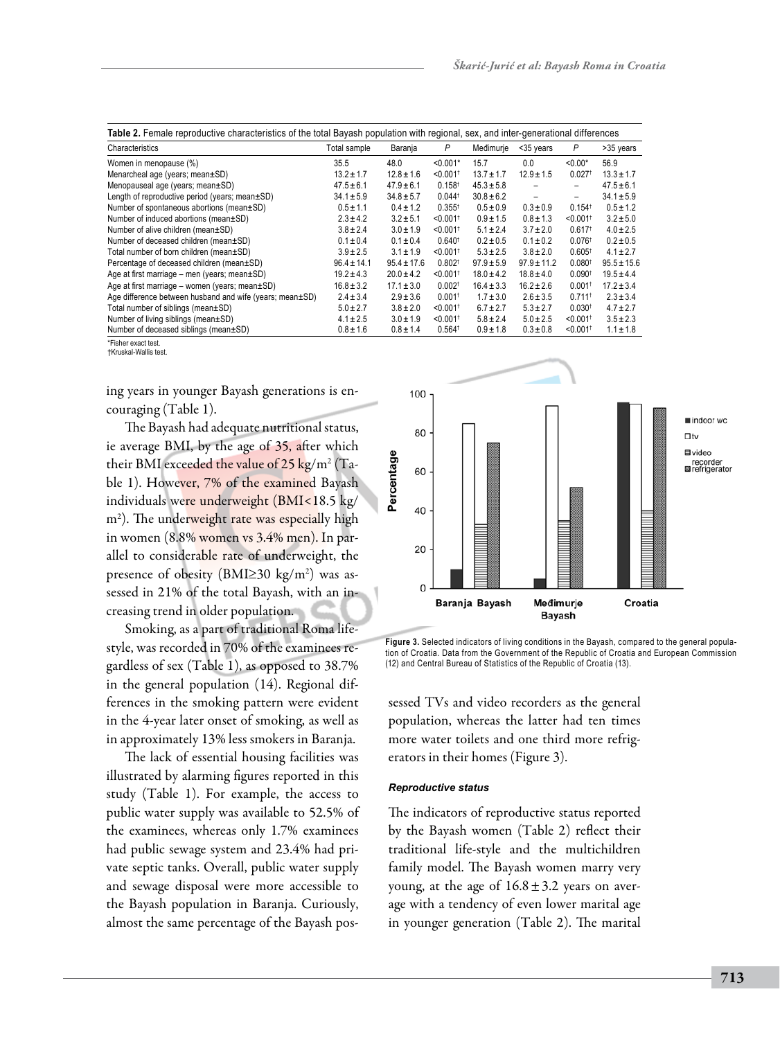**Table 2.** Female reproductive characteristics of the total Bayash population with regional, sex, and inter-generational differences

| Characteristics | Total sample | Baranja | P | Međimurje | <35 years | P | >35 years |
|---|---|---|---|---|---|---|---|
| Women in menopause (%) | 35.5 | 48.0 | <0.001* | 15.7 | 0.0 | <0.00* | 56.9 |
| Menarcheal age (years; mean±SD) | 13.2 ± 1.7 | 12.8 ± 1.6 | <0.001† | 13.7 ± 1.7 | 12.9 ± 1.5 | 0.027† | 13.3 ± 1.7 |
| Menopauseal age (years; mean±SD) | 47.5 ± 6.1 | 47.9 ± 6.1 | 0.158† | 45.3 ± 5.8 | – | – | 47.5 ± 6.1 |
| Length of reproductive period (years; mean±SD) | 34.1 ± 5.9 | 34.8 ± 5.7 | 0.044† | 30.8 ± 6.2 | – | – | 34.1 ± 5.9 |
| Number of spontaneous abortions (mean±SD) | 0.5 ± 1.1 | 0.4 ± 1.2 | 0.355† | 0.5 ± 0.9 | 0.3 ± 0.9 | 0.154† | 0.5 ± 1.2 |
| Number of induced abortions (mean±SD) | 2.3 ± 4.2 | 3.2 ± 5.1 | <0.001† | 0.9 ± 1.5 | 0.8 ± 1.3 | <0.001† | 3.2 ± 5.0 |
| Number of alive children (mean±SD) | 3.8 ± 2.4 | 3.0 ± 1.9 | <0.001† | 5.1 ± 2.4 | 3.7 ± 2.0 | 0.617† | 4.0 ± 2.5 |
| Number of deceased children (mean±SD) | 0.1 ± 0.4 | 0.1 ± 0.4 | 0.640† | 0.2 ± 0.5 | 0.1 ± 0.2 | 0.076† | 0.2 ± 0.5 |
| Total number of born children (mean±SD) | 3.9 ± 2.5 | 3.1 ± 1.9 | <0.001† | 5.3 ± 2.5 | 3.8 ± 2.0 | 0.605† | 4.1 ± 2.7 |
| Percentage of deceased children (mean±SD) | 96.4 ± 14.1 | 95.4 ± 17.6 | 0.802† | 97.9 ± 5.9 | 97.9 ± 11.2 | 0.080† | 95.5 ± 15.6 |
| Age at first marriage – men (years; mean±SD) | 19.2 ± 4.3 | 20.0 ± 4.2 | <0.001† | 18.0 ± 4.2 | 18.8 ± 4.0 | 0.090† | 19.5 ± 4.4 |
| Age at first marriage – women (years; mean±SD) | 16.8 ± 3.2 | 17.1 ± 3.0 | 0.002† | 16.4 ± 3.3 | 16.2 ± 2.6 | 0.001† | 17.2 ± 3.4 |
| Age difference between husband and wife (years; mean±SD) | 2.4 ± 3.4 | 2.9 ± 3.6 | 0.001† | 1.7 ± 3.0 | 2.6 ± 3.5 | 0.711† | 2.3 ± 3.4 |
| Total number of siblings (mean±SD) | 5.0 ± 2.7 | 3.8 ± 2.0 | <0.001† | 6.7 ± 2.7 | 5.3 ± 2.7 | 0.030† | 4.7 ± 2.7 |
| Number of living siblings (mean±SD) | 4.1 ± 2.5 | 3.0 ± 1.9 | <0.001† | 5.8 ± 2.4 | 5.0 ± 2.5 | <0.001† | 3.5 ± 2.3 |
| Number of deceased siblings (mean±SD) | 0.8 ± 1.6 | 0.8 ± 1.4 | 0.564† | 0.9 ± 1.8 | 0.3 ± 0.8 | <0.001† | 1.1 ± 1.8 |

*Fisher exact test.
†Kruskal-Wallis test.

ing years in younger Bayash generations is encouraging (Table 1).

The Bayash had adequate nutritional status, ie average BMI, by the age of 35, after which their BMI exceeded the value of 25 kg/m$^2$ (Table 1). However, 7% of the examined Bayash individuals were underweight (BMI<18.5 kg/m$^2$). The underweight rate was especially high in women (8.8% women vs 3.4% men). In parallel to considerable rate of underweight, the presence of obesity (BMI≥30 kg/m$^2$) was assessed in 21% of the total Bayash, with an increasing trend in older population.

Smoking, as a part of traditional Roma lifestyle, was recorded in 70% of the examinees regardless of sex (Table 1), as opposed to 38.7% in the general population (14). Regional differences in the smoking pattern were evident in the 4-year later onset of smoking, as well as in approximately 13% less smokers in Baranja.

The lack of essential housing facilities was illustrated by alarming figures reported in this study (Table 1). For example, the access to public water supply was available to 52.5% of the examinees, whereas only 1.7% examinees had public sewage system and 23.4% had private septic tanks. Overall, public water supply and sewage disposal were more accessible to the Bayash population in Baranja. Curiously, almost the same percentage of the Bayash possessed TVs and video recorders as the general population, whereas the latter had ten times more water toilets and one third more refrigerators in their homes (Figure 3).

**Figure 3.** Selected indicators of living conditions in the Bayash, compared to the general population of Croatia. Data from the Government of the Republic of Croatia and European Commission (12) and Central Bureau of Statistics of the Republic of Croatia (13).

#### *Reproductive status*

The indicators of reproductive status reported by the Bayash women (Table 2) reflect their traditional life-style and the multichildren family model. The Bayash women marry very young, at the age of 16.8 ± 3.2 years on average with a tendency of even lower marital age in younger generation (Table 2). The marital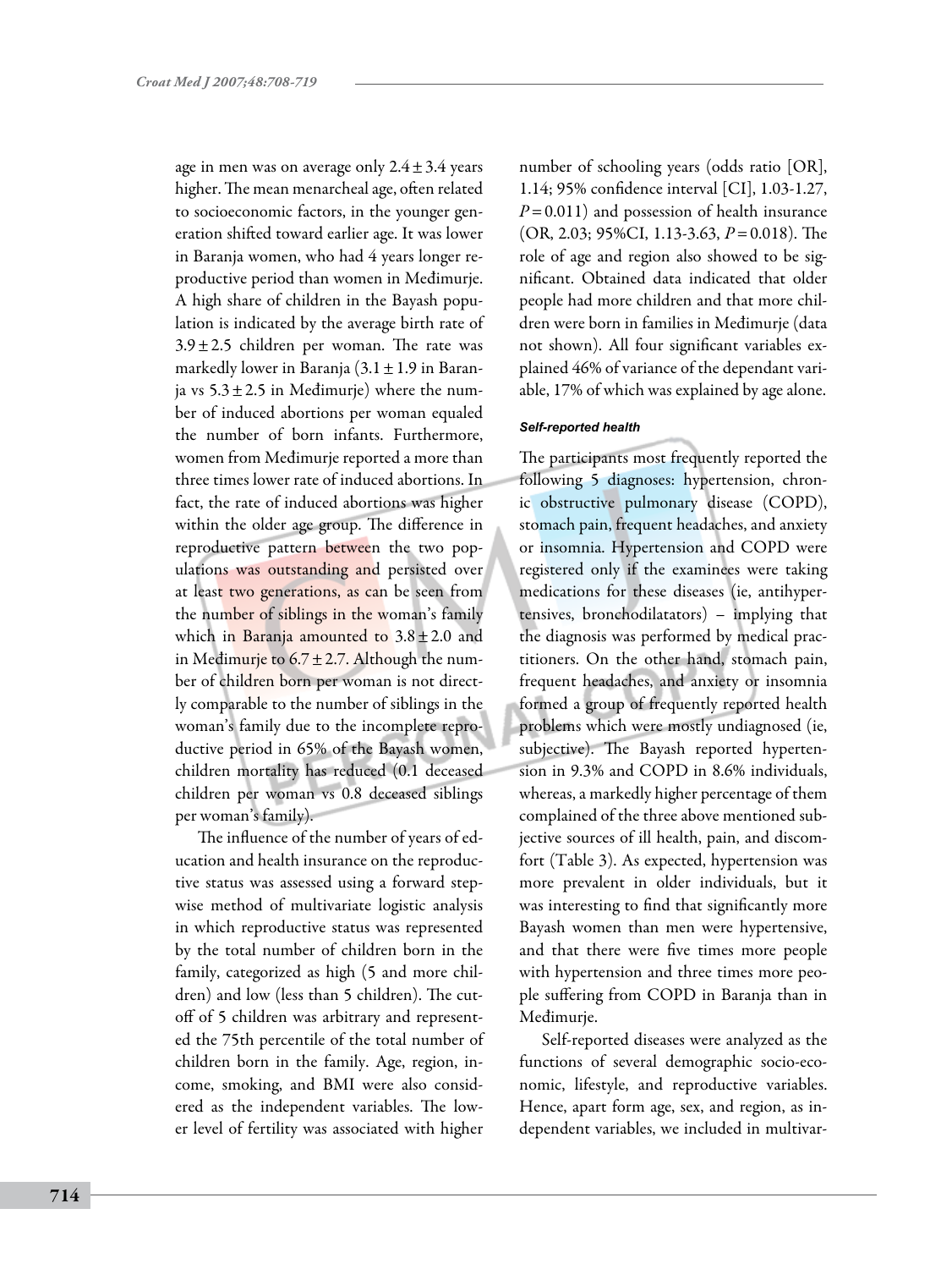age in men was on average only 2.4 ± 3.4 years higher. The mean menarcheal age, often related to socioeconomic factors, in the younger generation shifted toward earlier age. It was lower in Baranja women, who had 4 years longer reproductive period than women in Međimurje. A high share of children in the Bayash population is indicated by the average birth rate of 3.9 ± 2.5 children per woman. The rate was markedly lower in Baranja (3.1 ± 1.9 in Baranja vs 5.3 ± 2.5 in Međimurje) where the number of induced abortions per woman equaled the number of born infants. Furthermore, women from Međimurje reported a more than three times lower rate of induced abortions. In fact, the rate of induced abortions was higher within the older age group. The difference in reproductive pattern between the two populations was outstanding and persisted over at least two generations, as can be seen from the number of siblings in the woman's family which in Baranja amounted to 3.8 ± 2.0 and in Međimurje to 6.7 ± 2.7. Although the number of children born per woman is not directly comparable to the number of siblings in the woman's family due to the incomplete reproductive period in 65% of the Bayash women, children mortality has reduced (0.1 deceased children per woman vs 0.8 deceased siblings per woman's family).

The influence of the number of years of education and health insurance on the reproductive status was assessed using a forward stepwise method of multivariate logistic analysis in which reproductive status was represented by the total number of children born in the family, categorized as high (5 and more children) and low (less than 5 children). The cut-off of 5 children was arbitrary and represented the 75th percentile of the total number of children born in the family. Age, region, income, smoking, and BMI were also considered as the independent variables. The lower level of fertility was associated with higher number of schooling years (odds ratio [OR], 1.14; 95% confidence interval [CI], 1.03-1.27, $P = 0.011$) and possession of health insurance (OR, 2.03; 95%CI, 1.13-3.63, $P = 0.018$). The role of age and region also showed to be significant. Obtained data indicated that older people had more children and that more children were born in families in Međimurje (data not shown). All four significant variables explained 46% of variance of the dependant variable, 17% of which was explained by age alone.

#### *Self-reported health*

The participants most frequently reported the following 5 diagnoses: hypertension, chronic obstructive pulmonary disease (COPD), stomach pain, frequent headaches, and anxiety or insomnia. Hypertension and COPD were registered only if the examinees were taking medications for these diseases (ie, antihypertensives, bronchodilatators) – implying that the diagnosis was performed by medical practitioners. On the other hand, stomach pain, frequent headaches, and anxiety or insomnia formed a group of frequently reported health problems which were mostly undiagnosed (ie, subjective). The Bayash reported hypertension in 9.3% and COPD in 8.6% individuals, whereas, a markedly higher percentage of them complained of the three above mentioned subjective sources of ill health, pain, and discomfort (Table 3). As expected, hypertension was more prevalent in older individuals, but it was interesting to find that significantly more Bayash women than men were hypertensive, and that there were five times more people with hypertension and three times more people suffering from COPD in Baranja than in Međimurje.

Self-reported diseases were analyzed as the functions of several demographic socio-economic, lifestyle, and reproductive variables. Hence, apart form age, sex, and region, as independent variables, we included in multivar-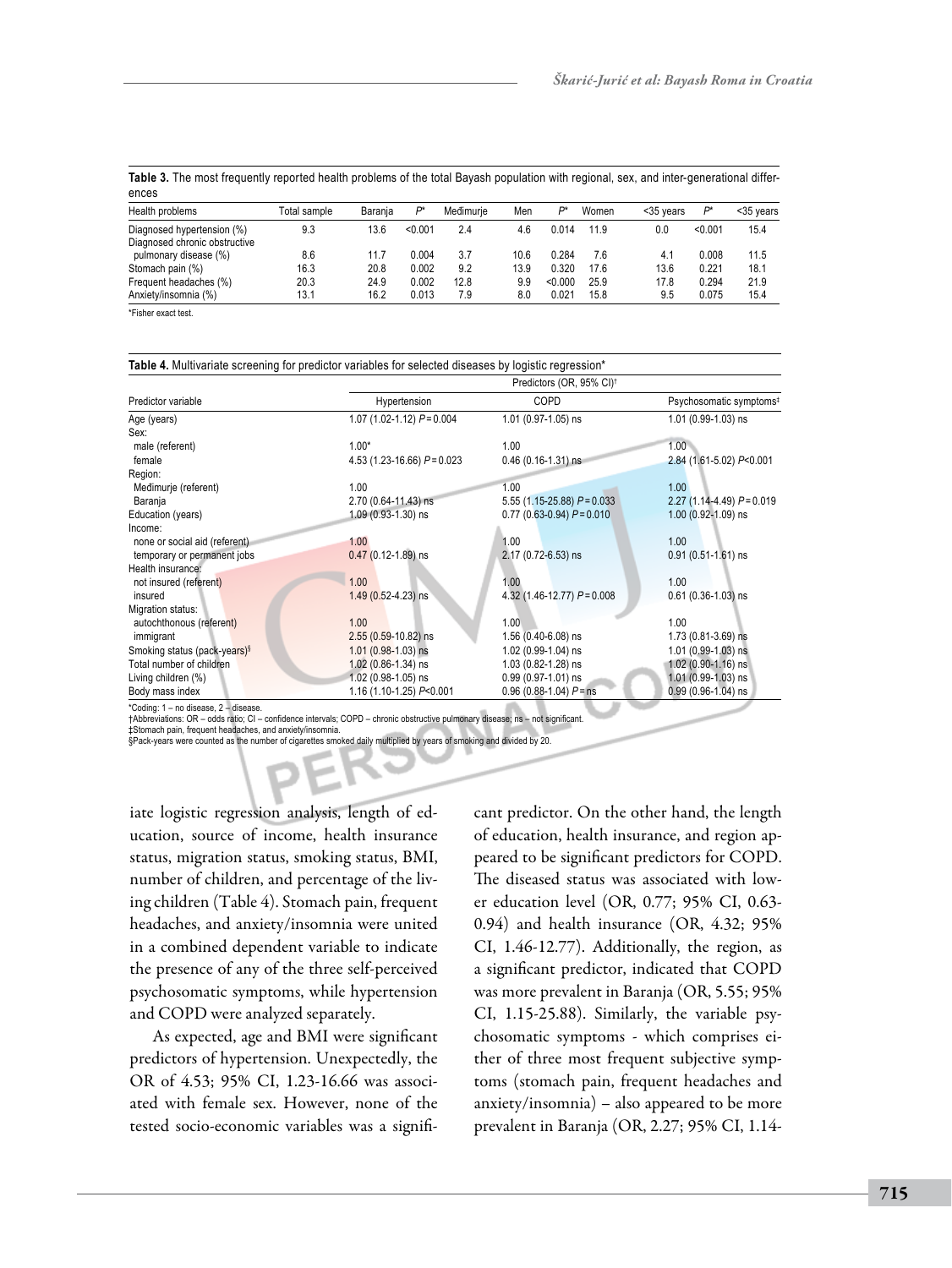**Table 3.** The most frequently reported health problems of the total Bayash population with regional, sex, and inter-generational differences

| Health problems | Total sample | Baranja | P* | Međimurje | Men | P* | Women | <35 years | P* | <35 years |
|---|---|---|---|---|---|---|---|---|---|---|
| Diagnosed hypertension (%) | 9.3 | 13.6 | <0.001 | 2.4 | 4.6 | 0.014 | 11.9 | 0.0 | <0.001 | 15.4 |
| Diagnosed chronic obstructive pulmonary disease (%) | 8.6 | 11.7 | 0.004 | 3.7 | 10.6 | 0.284 | 7.6 | 4.1 | 0.008 | 11.5 |
| Stomach pain (%) | 16.3 | 20.8 | 0.002 | 9.2 | 13.9 | 0.320 | 17.6 | 13.6 | 0.221 | 18.1 |
| Frequent headaches (%) | 20.3 | 24.9 | 0.002 | 12.8 | 9.9 | <0.000 | 25.9 | 17.8 | 0.294 | 21.9 |
| Anxiety/insomnia (%) | 13.1 | 16.2 | 0.013 | 7.9 | 8.0 | 0.021 | 15.8 | 9.5 | 0.075 | 15.4 |

*Fisher exact test.

**Table 4.** Multivariate screening for predictor variables for selected diseases by logistic regression*

| Predictor variable | Predictors (OR, 95% CI)† Hypertension | COPD | Psychosomatic symptoms‡ |
|---|---|---|---|
| Age (years) | 1.07 (1.02-1.12) $P=0.004$ | 1.01 (0.97-1.05) ns | 1.01 (0.99-1.03) ns |
| Sex: | | | |
| male (referent) | 1.00* | 1.00 | 1.00 |
| female | 4.53 (1.23-16.66) $P=0.023$ | 0.46 (0.16-1.31) ns | 2.84 (1.61-5.02) $P<0.001$ |
| Region: | | | |
| Međimurje (referent) | 1.00 | 1.00 | 1.00 |
| Baranja | 2.70 (0.64-11.43) ns | 5.55 (1.15-25.88) $P=0.033$ | 2.27 (1.14-4.49) $P=0.019$ |
| Education (years) | 1.09 (0.93-1.30) ns | 0.77 (0.63-0.94) $P=0.010$ | 1.00 (0.92-1.09) ns |
| Income: | | | |
| none or social aid (referent) | 1.00 | 1.00 | 1.00 |
| temporary or permanent jobs | 0.47 (0.12-1.89) ns | 2.17 (0.72-6.53) ns | 0.91 (0.51-1.61) ns |
| Health insurance: | | | |
| not insured (referent) | 1.00 | 1.00 | 1.00 |
| insured | 1.49 (0.52-4.23) ns | 4.32 (1.46-12.77) $P=0.008$ | 0.61 (0.36-1.03) ns |
| Migration status: | | | |
| autochthonous (referent) | 1.00 | 1.00 | 1.00 |
| immigrant | 2.55 (0.59-10.82) ns | 1.56 (0.40-6.08) ns | 1.73 (0.81-3.69) ns |
| Smoking status (pack-years)§ | 1.01 (0.98-1.03) ns | 1.02 (0.99-1.04) ns | 1.01 (0.99-1.03) ns |
| Total number of children | 1.02 (0.86-1.34) ns | 1.03 (0.82-1.28) ns | 1.02 (0.90-1.16) ns |
| Living children (%) | 1.02 (0.98-1.05) ns | 0.99 (0.97-1.01) ns | 1.01 (0.99-1.03) ns |
| Body mass index | 1.16 (1.10-1.25) $P<0.001$ | 0.96 (0.88-1.04) $P=$ns | 0.99 (0.96-1.04) ns |

*Coding: 1 – no disease, 2 – disease.
†Abbreviations: OR – odds ratio; CI – confidence intervals; COPD – chronic obstructive pulmonary disease; ns – not significant.
‡Stomach pain, frequent headaches, and anxiety/insomnia.
§Pack-years were counted as the number of cigarettes smoked daily multiplied by years of smoking and divided by 20.

iate logistic regression analysis, length of education, source of income, health insurance status, migration status, smoking status, BMI, number of children, and percentage of the living children (Table 4). Stomach pain, frequent headaches, and anxiety/insomnia were united in a combined dependent variable to indicate the presence of any of the three self-perceived psychosomatic symptoms, while hypertension and COPD were analyzed separately.

As expected, age and BMI were significant predictors of hypertension. Unexpectedly, the OR of 4.53; 95% CI, 1.23-16.66 was associated with female sex. However, none of the tested socio-economic variables was a significant predictor. On the other hand, the length of education, health insurance, and region appeared to be significant predictors for COPD. The diseased status was associated with lower education level (OR, 0.77; 95% CI, 0.63-0.94) and health insurance (OR, 4.32; 95% CI, 1.46-12.77). Additionally, the region, as a significant predictor, indicated that COPD was more prevalent in Baranja (OR, 5.55; 95% CI, 1.15-25.88). Similarly, the variable psychosomatic symptoms - which comprises either of three most frequent subjective symptoms (stomach pain, frequent headaches and anxiety/insomnia) – also appeared to be more prevalent in Baranja (OR, 2.27; 95% CI, 1.14-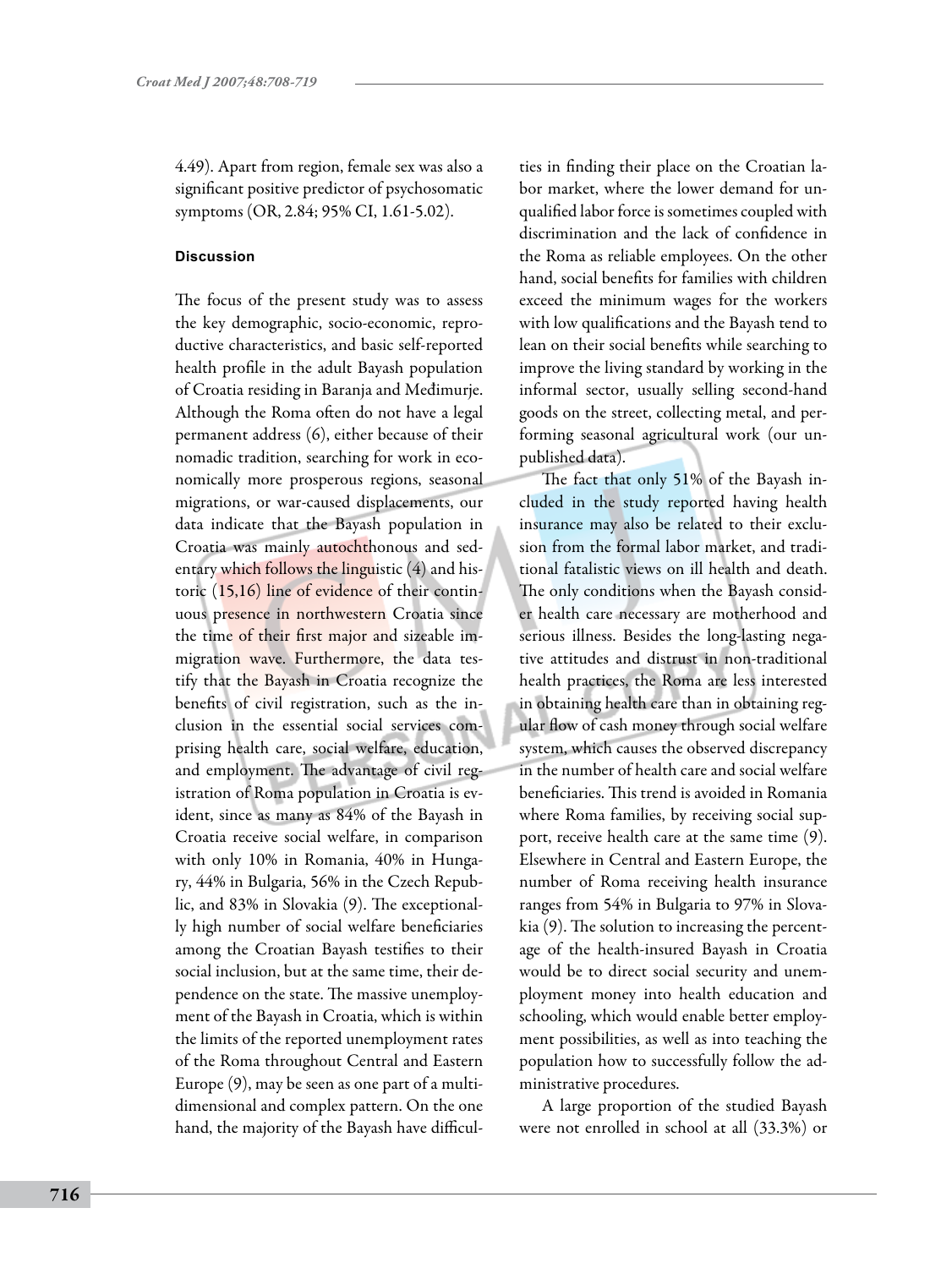4.49). Apart from region, female sex was also a significant positive predictor of psychosomatic symptoms (OR, 2.84; 95% CI, 1.61-5.02).

#### Discussion

The focus of the present study was to assess the key demographic, socio-economic, reproductive characteristics, and basic self-reported health profile in the adult Bayash population of Croatia residing in Baranja and Međimurje. Although the Roma often do not have a legal permanent address (6), either because of their nomadic tradition, searching for work in economically more prosperous regions, seasonal migrations, or war-caused displacements, our data indicate that the Bayash population in Croatia was mainly autochthonous and sedentary which follows the linguistic (4) and historic (15,16) line of evidence of their continuous presence in northwestern Croatia since the time of their first major and sizeable immigration wave. Furthermore, the data testify that the Bayash in Croatia recognize the benefits of civil registration, such as the inclusion in the essential social services comprising health care, social welfare, education, and employment. The advantage of civil registration of Roma population in Croatia is evident, since as many as 84% of the Bayash in Croatia receive social welfare, in comparison with only 10% in Romania, 40% in Hungary, 44% in Bulgaria, 56% in the Czech Republic, and 83% in Slovakia (9). The exceptionally high number of social welfare beneficiaries among the Croatian Bayash testifies to their social inclusion, but at the same time, their dependence on the state. The massive unemployment of the Bayash in Croatia, which is within the limits of the reported unemployment rates of the Roma throughout Central and Eastern Europe (9), may be seen as one part of a multidimensional and complex pattern. On the one hand, the majority of the Bayash have difficulties in finding their place on the Croatian labor market, where the lower demand for unqualified labor force is sometimes coupled with discrimination and the lack of confidence in the Roma as reliable employees. On the other hand, social benefits for families with children exceed the minimum wages for the workers with low qualifications and the Bayash tend to lean on their social benefits while searching to improve the living standard by working in the informal sector, usually selling second-hand goods on the street, collecting metal, and performing seasonal agricultural work (our unpublished data).

The fact that only 51% of the Bayash included in the study reported having health insurance may also be related to their exclusion from the formal labor market, and traditional fatalistic views on ill health and death. The only conditions when the Bayash consider health care necessary are motherhood and serious illness. Besides the long-lasting negative attitudes and distrust in non-traditional health practices, the Roma are less interested in obtaining health care than in obtaining regular flow of cash money through social welfare system, which causes the observed discrepancy in the number of health care and social welfare beneficiaries. This trend is avoided in Romania where Roma families, by receiving social support, receive health care at the same time (9). Elsewhere in Central and Eastern Europe, the number of Roma receiving health insurance ranges from 54% in Bulgaria to 97% in Slovakia (9). The solution to increasing the percentage of the health-insured Bayash in Croatia would be to direct social security and unemployment money into health education and schooling, which would enable better employment possibilities, as well as into teaching the population how to successfully follow the administrative procedures.

A large proportion of the studied Bayash were not enrolled in school at all (33.3%) or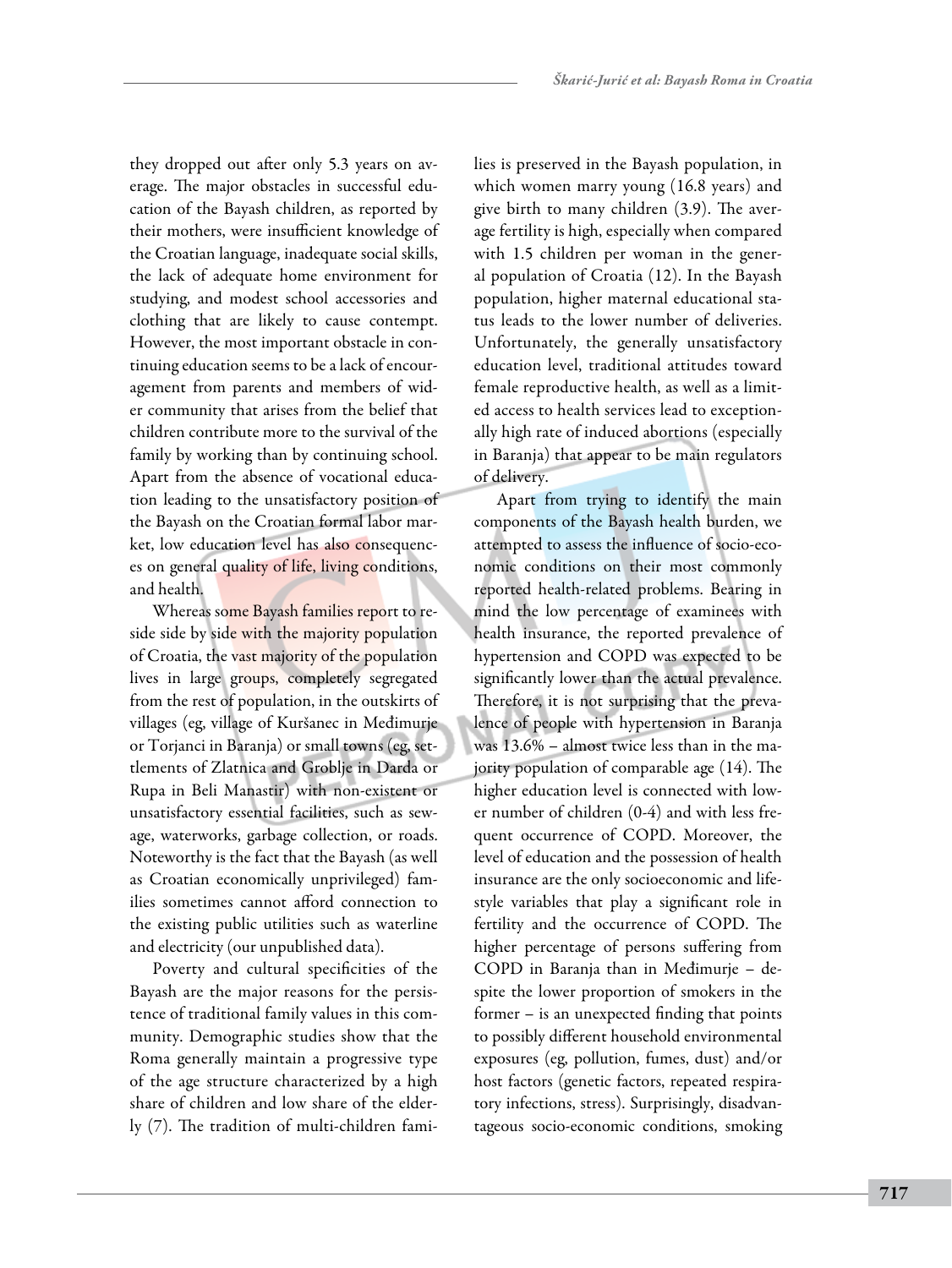they dropped out after only 5.3 years on average. The major obstacles in successful education of the Bayash children, as reported by their mothers, were insufficient knowledge of the Croatian language, inadequate social skills, the lack of adequate home environment for studying, and modest school accessories and clothing that are likely to cause contempt. However, the most important obstacle in continuing education seems to be a lack of encouragement from parents and members of wider community that arises from the belief that children contribute more to the survival of the family by working than by continuing school. Apart from the absence of vocational education leading to the unsatisfactory position of the Bayash on the Croatian formal labor market, low education level has also consequences on general quality of life, living conditions, and health.

Whereas some Bayash families report to reside side by side with the majority population of Croatia, the vast majority of the population lives in large groups, completely segregated from the rest of population, in the outskirts of villages (eg, village of Kuršanec in Međimurje or Torjanci in Baranja) or small towns (eg, settlements of Zlatnica and Groblje in Darda or Rupa in Beli Manastir) with non-existent or unsatisfactory essential facilities, such as sewage, waterworks, garbage collection, or roads. Noteworthy is the fact that the Bayash (as well as Croatian economically unprivileged) families sometimes cannot afford connection to the existing public utilities such as waterline and electricity (our unpublished data).

Poverty and cultural specificities of the Bayash are the major reasons for the persistence of traditional family values in this community. Demographic studies show that the Roma generally maintain a progressive type of the age structure characterized by a high share of children and low share of the elderly (7). The tradition of multi-children families is preserved in the Bayash population, in which women marry young (16.8 years) and give birth to many children (3.9). The average fertility is high, especially when compared with 1.5 children per woman in the general population of Croatia (12). In the Bayash population, higher maternal educational status leads to the lower number of deliveries. Unfortunately, the generally unsatisfactory education level, traditional attitudes toward female reproductive health, as well as a limited access to health services lead to exceptionally high rate of induced abortions (especially in Baranja) that appear to be main regulators of delivery.

Apart from trying to identify the main components of the Bayash health burden, we attempted to assess the influence of socio-economic conditions on their most commonly reported health-related problems. Bearing in mind the low percentage of examinees with health insurance, the reported prevalence of hypertension and COPD was expected to be significantly lower than the actual prevalence. Therefore, it is not surprising that the prevalence of people with hypertension in Baranja was 13.6% – almost twice less than in the majority population of comparable age (14). The higher education level is connected with lower number of children (0-4) and with less frequent occurrence of COPD. Moreover, the level of education and the possession of health insurance are the only socioeconomic and lifestyle variables that play a significant role in fertility and the occurrence of COPD. The higher percentage of persons suffering from COPD in Baranja than in Međimurje – despite the lower proportion of smokers in the former – is an unexpected finding that points to possibly different household environmental exposures (eg, pollution, fumes, dust) and/or host factors (genetic factors, repeated respiratory infections, stress). Surprisingly, disadvantageous socio-economic conditions, smoking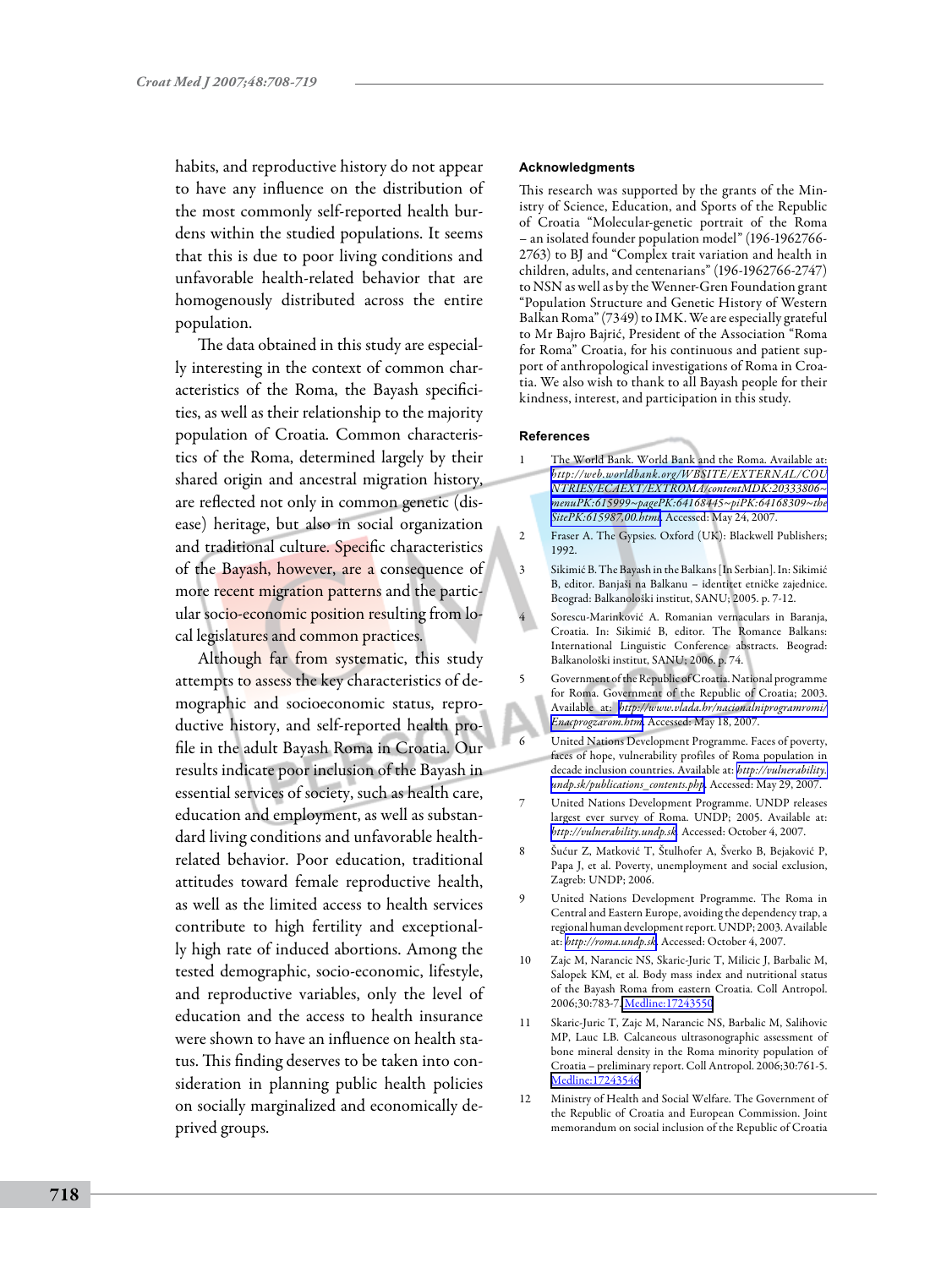habits, and reproductive history do not appear to have any influence on the distribution of the most commonly self-reported health burdens within the studied populations. It seems that this is due to poor living conditions and unfavorable health-related behavior that are homogenously distributed across the entire population.

The data obtained in this study are especially interesting in the context of common characteristics of the Roma, the Bayash specificities, as well as their relationship to the majority population of Croatia. Common characteristics of the Roma, determined largely by their shared origin and ancestral migration history, are reflected not only in common genetic (disease) heritage, but also in social organization and traditional culture. Specific characteristics of the Bayash, however, are a consequence of more recent migration patterns and the particular socio-economic position resulting from local legislatures and common practices.

Although far from systematic, this study attempts to assess the key characteristics of demographic and socioeconomic status, reproductive history, and self-reported health profile in the adult Bayash Roma in Croatia. Our results indicate poor inclusion of the Bayash in essential services of society, such as health care, education and employment, as well as substandard living conditions and unfavorable health-related behavior. Poor education, traditional attitudes toward female reproductive health, as well as the limited access to health services contribute to high fertility and exceptionally high rate of induced abortions. Among the tested demographic, socio-economic, lifestyle, and reproductive variables, only the level of education and the access to health insurance were shown to have an influence on health status. This finding deserves to be taken into consideration in planning public health policies on socially marginalized and economically deprived groups.

## Acknowledgments

This research was supported by the grants of the Ministry of Science, Education, and Sports of the Republic of Croatia "Molecular-genetic portrait of the Roma – an isolated founder population model" (196-1962766-2763) to BJ and "Complex trait variation and health in children, adults, and centenarians" (196-1962766-2747) to NSN as well as by the Wenner-Gren Foundation grant "Population Structure and Genetic History of Western Balkan Roma" (7349) to IMK. We are especially grateful to Mr Bajro Bajrić, President of the Association "Roma for Roma" Croatia, for his continuous and patient support of anthropological investigations of Roma in Croatia. We also wish to thank to all Bayash people for their kindness, interest, and participation in this study.

## References

1. The World Bank. World Bank and the Roma. Available at: *http://web.worldbank.org/WBSITE/EXTERNAL/COUNTRIES/ECAEXT/EXTROMA/contentMDK:20333806~menuPK:615999~pagePK:64168445~piPK:64168309~theSitePK:615987,00.html*. Accessed: May 24, 2007.
2. Fraser A. The Gypsies. Oxford (UK): Blackwell Publishers; 1992.
3. Sikimić B. The Bayash in the Balkans [In Serbian]. In: Sikimić B, editor. Banjaši na Balkanu – identitet etničke zajednice. Beograd: Balkanološki institut, SANU; 2005. p. 7-12.
4. Sorescu-Marinković A. Romanian vernaculars in Baranja, Croatia. In: Sikimić B, editor. The Romance Balkans: International Linguistic Conference abstracts. Beograd: Balkanološki institut, SANU; 2006. p. 74.
5. Government of the Republic of Croatia. National programme for Roma. Government of the Republic of Croatia; 2003. Available at: *http://www.vlada.hr/nacionalniprogramromi/Enacprogzarom.htm*. Accessed: May 18, 2007.
6. United Nations Development Programme. Faces of poverty, faces of hope, vulnerability profiles of Roma population in decade inclusion countries. Available at: *http://vulnerability.undp.sk/publications_contents.php*. Accessed: May 29, 2007.
7. United Nations Development Programme. UNDP releases largest ever survey of Roma. UNDP; 2005. Available at: *http://vulnerability.undp.sk*. Accessed: October 4, 2007.
8. Šućur Z, Matković T, Štulhofer A, Šverko B, Bejaković P, Papa J, et al. Poverty, unemployment and social exclusion, Zagreb: UNDP; 2006.
9. United Nations Development Programme. The Roma in Central and Eastern Europe, avoiding the dependency trap, a regional human development report. UNDP; 2003. Available at: *http://roma.undp.sk*. Accessed: October 4, 2007.
10. Zajc M, Narancic NS, Skaric-Juric T, Milicic J, Barbalic M, Salopek KM, et al. Body mass index and nutritional status of the Bayash Roma from eastern Croatia. Coll Antropol. 2006;30:783-7. Medline:17243550
11. Skaric-Juric T, Zajc M, Narancic NS, Barbalic M, Salihovic MP, Lauc LB. Calcaneous ultrasonographic assessment of bone mineral density in the Roma minority population of Croatia – preliminary report. Coll Antropol. 2006;30:761-5. Medline:17243546
12. Ministry of Health and Social Welfare. The Government of the Republic of Croatia and European Commission. Joint memorandum on social inclusion of the Republic of Croatia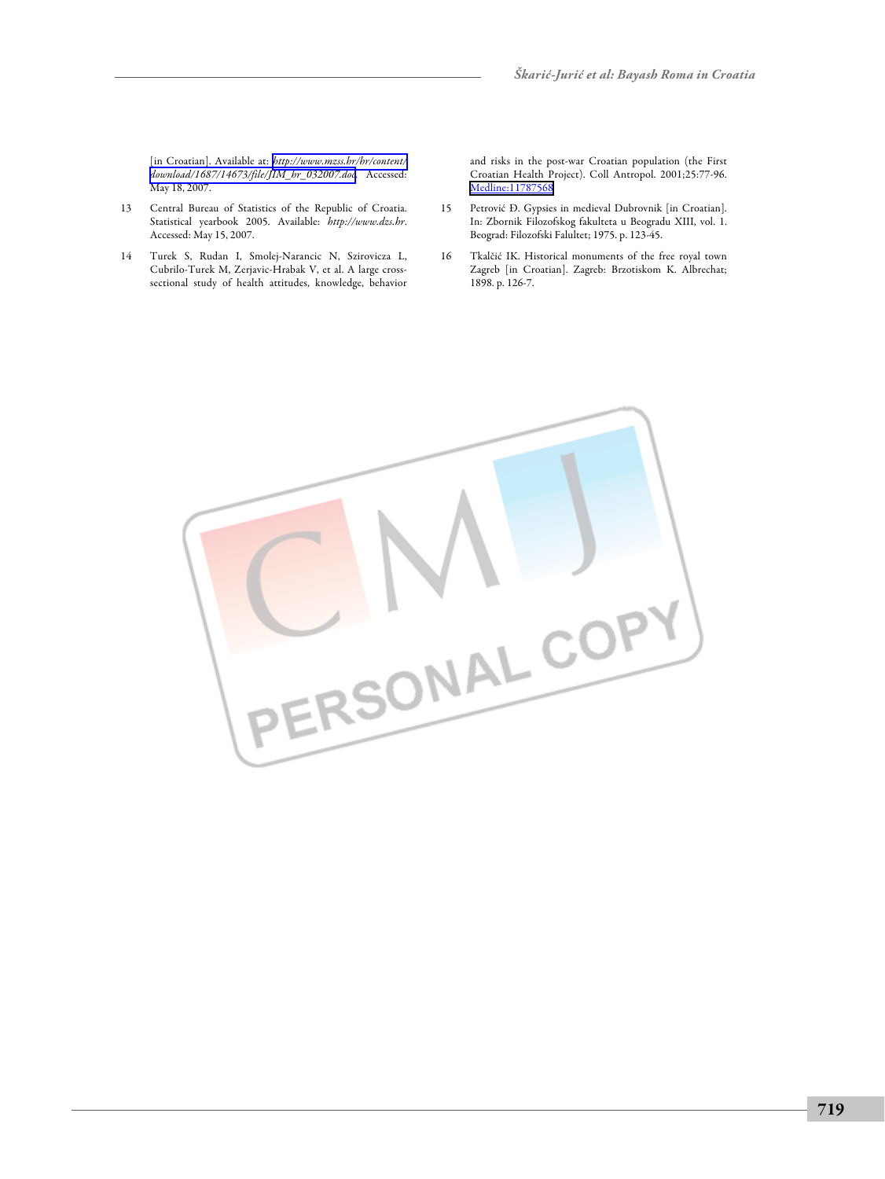[in Croatian]. Available at: *http://www.mzss.hr/hr/content/download/1687/14673/file/JIM_hr_032007.doc*. Accessed: May 18, 2007.

13 Central Bureau of Statistics of the Republic of Croatia. Statistical yearbook 2005. Available: *http://www.dzs.hr*. Accessed: May 15, 2007.

14 Turek S, Rudan I, Smolej-Narancic N, Szirovicza L, Cubrilo-Turek M, Zerjavic-Hrabak V, et al. A large cross-sectional study of health attitudes, knowledge, behavior and risks in the post-war Croatian population (the First Croatian Health Project). Coll Antropol. 2001;25:77-96. Medline:11787568

15 Petrović Đ. Gypsies in medieval Dubrovnik [in Croatian]. In: Zbornik Filozofskog fakulteta u Beogradu XIII, vol. 1. Beograd: Filozofski Falultet; 1975. p. 123-45.

16 Tkalčić IK. Historical monuments of the free royal town Zagreb [in Croatian]. Zagreb: Brzotiskom K. Albrechat; 1898. p. 126-7.